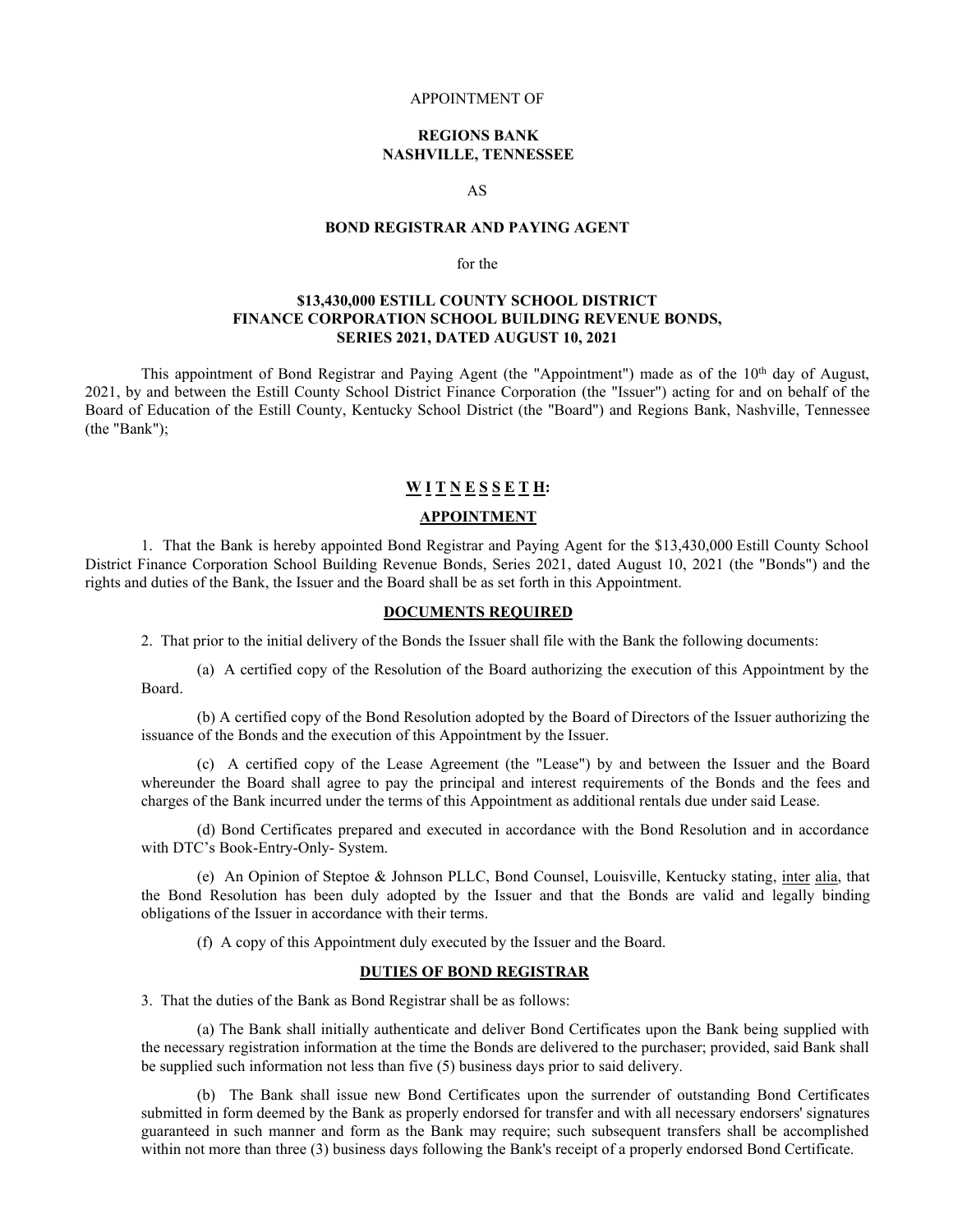APPOINTMENT OF

**REGIONS BANK**
**NASHVILLE, TENNESSEE**

AS

**BOND REGISTRAR AND PAYING AGENT**

for the

**$13,430,000 ESTILL COUNTY SCHOOL DISTRICT FINANCE CORPORATION SCHOOL BUILDING REVENUE BONDS, SERIES 2021, DATED AUGUST 10, 2021**

This appointment of Bond Registrar and Paying Agent (the "Appointment") made as of the 10th day of August, 2021, by and between the Estill County School District Finance Corporation (the "Issuer") acting for and on behalf of the Board of Education of the Estill County, Kentucky School District (the "Board") and Regions Bank, Nashville, Tennessee (the "Bank");

**W I T N E S S E T H:**

**APPOINTMENT**

1. That the Bank is hereby appointed Bond Registrar and Paying Agent for the $13,430,000 Estill County School District Finance Corporation School Building Revenue Bonds, Series 2021, dated August 10, 2021 (the "Bonds") and the rights and duties of the Bank, the Issuer and the Board shall be as set forth in this Appointment.

**DOCUMENTS REQUIRED**

2. That prior to the initial delivery of the Bonds the Issuer shall file with the Bank the following documents:

(a) A certified copy of the Resolution of the Board authorizing the execution of this Appointment by the Board.

(b) A certified copy of the Bond Resolution adopted by the Board of Directors of the Issuer authorizing the issuance of the Bonds and the execution of this Appointment by the Issuer.

(c) A certified copy of the Lease Agreement (the "Lease") by and between the Issuer and the Board whereunder the Board shall agree to pay the principal and interest requirements of the Bonds and the fees and charges of the Bank incurred under the terms of this Appointment as additional rentals due under said Lease.

(d) Bond Certificates prepared and executed in accordance with the Bond Resolution and in accordance with DTC's Book-Entry-Only- System.

(e) An Opinion of Steptoe & Johnson PLLC, Bond Counsel, Louisville, Kentucky stating, inter alia, that the Bond Resolution has been duly adopted by the Issuer and that the Bonds are valid and legally binding obligations of the Issuer in accordance with their terms.

(f) A copy of this Appointment duly executed by the Issuer and the Board.

**DUTIES OF BOND REGISTRAR**

3. That the duties of the Bank as Bond Registrar shall be as follows:

(a) The Bank shall initially authenticate and deliver Bond Certificates upon the Bank being supplied with the necessary registration information at the time the Bonds are delivered to the purchaser; provided, said Bank shall be supplied such information not less than five (5) business days prior to said delivery.

(b) The Bank shall issue new Bond Certificates upon the surrender of outstanding Bond Certificates submitted in form deemed by the Bank as properly endorsed for transfer and with all necessary endorsers' signatures guaranteed in such manner and form as the Bank may require; such subsequent transfers shall be accomplished within not more than three (3) business days following the Bank's receipt of a properly endorsed Bond Certificate.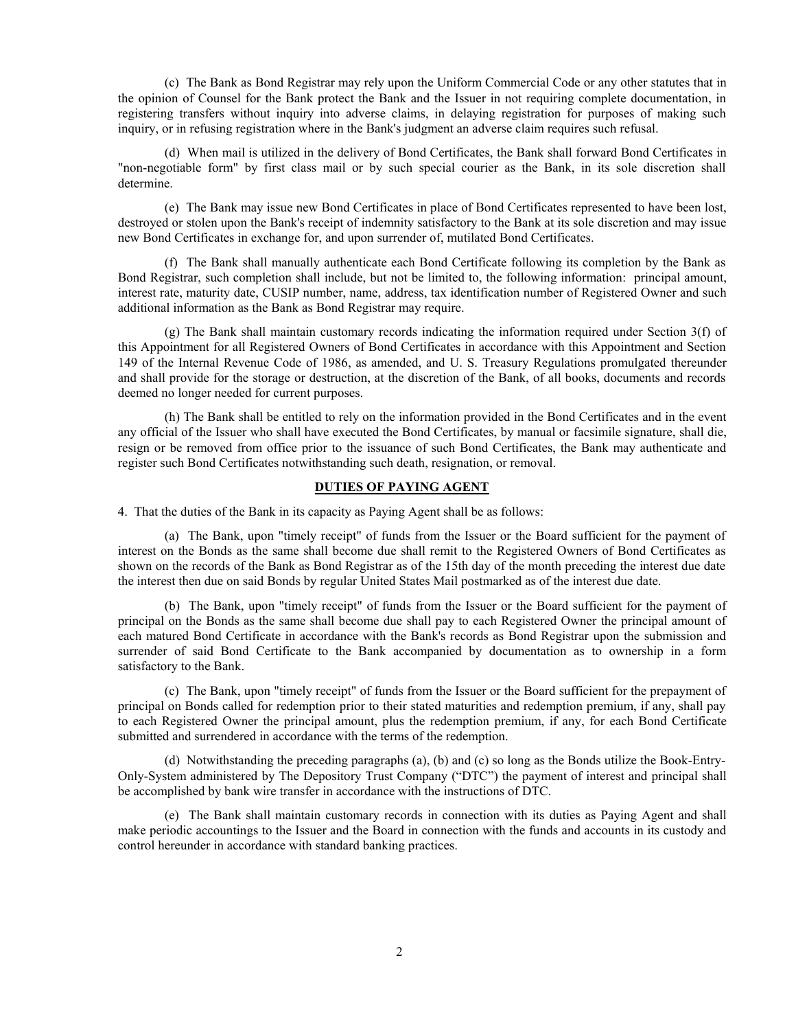(c) The Bank as Bond Registrar may rely upon the Uniform Commercial Code or any other statutes that in the opinion of Counsel for the Bank protect the Bank and the Issuer in not requiring complete documentation, in registering transfers without inquiry into adverse claims, in delaying registration for purposes of making such inquiry, or in refusing registration where in the Bank's judgment an adverse claim requires such refusal.

(d) When mail is utilized in the delivery of Bond Certificates, the Bank shall forward Bond Certificates in "non-negotiable form" by first class mail or by such special courier as the Bank, in its sole discretion shall determine.

(e) The Bank may issue new Bond Certificates in place of Bond Certificates represented to have been lost, destroyed or stolen upon the Bank's receipt of indemnity satisfactory to the Bank at its sole discretion and may issue new Bond Certificates in exchange for, and upon surrender of, mutilated Bond Certificates.

(f) The Bank shall manually authenticate each Bond Certificate following its completion by the Bank as Bond Registrar, such completion shall include, but not be limited to, the following information: principal amount, interest rate, maturity date, CUSIP number, name, address, tax identification number of Registered Owner and such additional information as the Bank as Bond Registrar may require.

(g) The Bank shall maintain customary records indicating the information required under Section 3(f) of this Appointment for all Registered Owners of Bond Certificates in accordance with this Appointment and Section 149 of the Internal Revenue Code of 1986, as amended, and U. S. Treasury Regulations promulgated thereunder and shall provide for the storage or destruction, at the discretion of the Bank, of all books, documents and records deemed no longer needed for current purposes.

(h) The Bank shall be entitled to rely on the information provided in the Bond Certificates and in the event any official of the Issuer who shall have executed the Bond Certificates, by manual or facsimile signature, shall die, resign or be removed from office prior to the issuance of such Bond Certificates, the Bank may authenticate and register such Bond Certificates notwithstanding such death, resignation, or removal.

## DUTIES OF PAYING AGENT

4. That the duties of the Bank in its capacity as Paying Agent shall be as follows:

(a) The Bank, upon "timely receipt" of funds from the Issuer or the Board sufficient for the payment of interest on the Bonds as the same shall become due shall remit to the Registered Owners of Bond Certificates as shown on the records of the Bank as Bond Registrar as of the 15th day of the month preceding the interest due date the interest then due on said Bonds by regular United States Mail postmarked as of the interest due date.

(b) The Bank, upon "timely receipt" of funds from the Issuer or the Board sufficient for the payment of principal on the Bonds as the same shall become due shall pay to each Registered Owner the principal amount of each matured Bond Certificate in accordance with the Bank's records as Bond Registrar upon the submission and surrender of said Bond Certificate to the Bank accompanied by documentation as to ownership in a form satisfactory to the Bank.

(c) The Bank, upon "timely receipt" of funds from the Issuer or the Board sufficient for the prepayment of principal on Bonds called for redemption prior to their stated maturities and redemption premium, if any, shall pay to each Registered Owner the principal amount, plus the redemption premium, if any, for each Bond Certificate submitted and surrendered in accordance with the terms of the redemption.

(d) Notwithstanding the preceding paragraphs (a), (b) and (c) so long as the Bonds utilize the Book-Entry-Only-System administered by The Depository Trust Company ("DTC") the payment of interest and principal shall be accomplished by bank wire transfer in accordance with the instructions of DTC.

(e) The Bank shall maintain customary records in connection with its duties as Paying Agent and shall make periodic accountings to the Issuer and the Board in connection with the funds and accounts in its custody and control hereunder in accordance with standard banking practices.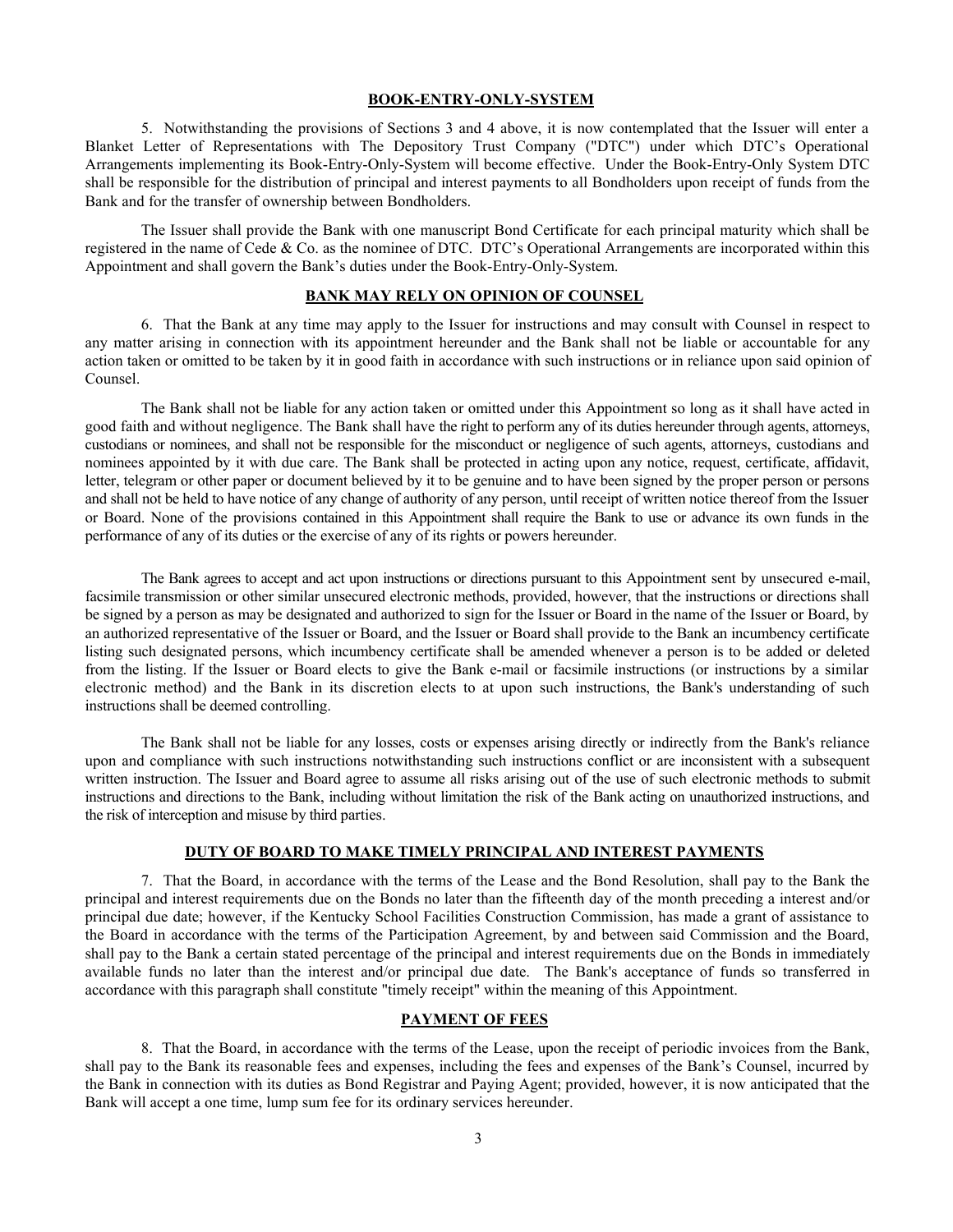## BOOK-ENTRY-ONLY-SYSTEM

5. Notwithstanding the provisions of Sections 3 and 4 above, it is now contemplated that the Issuer will enter a Blanket Letter of Representations with The Depository Trust Company ("DTC") under which DTC's Operational Arrangements implementing its Book-Entry-Only-System will become effective. Under the Book-Entry-Only System DTC shall be responsible for the distribution of principal and interest payments to all Bondholders upon receipt of funds from the Bank and for the transfer of ownership between Bondholders.

The Issuer shall provide the Bank with one manuscript Bond Certificate for each principal maturity which shall be registered in the name of Cede & Co. as the nominee of DTC. DTC's Operational Arrangements are incorporated within this Appointment and shall govern the Bank's duties under the Book-Entry-Only-System.

## BANK MAY RELY ON OPINION OF COUNSEL

6. That the Bank at any time may apply to the Issuer for instructions and may consult with Counsel in respect to any matter arising in connection with its appointment hereunder and the Bank shall not be liable or accountable for any action taken or omitted to be taken by it in good faith in accordance with such instructions or in reliance upon said opinion of Counsel.

The Bank shall not be liable for any action taken or omitted under this Appointment so long as it shall have acted in good faith and without negligence. The Bank shall have the right to perform any of its duties hereunder through agents, attorneys, custodians or nominees, and shall not be responsible for the misconduct or negligence of such agents, attorneys, custodians and nominees appointed by it with due care. The Bank shall be protected in acting upon any notice, request, certificate, affidavit, letter, telegram or other paper or document believed by it to be genuine and to have been signed by the proper person or persons and shall not be held to have notice of any change of authority of any person, until receipt of written notice thereof from the Issuer or Board. None of the provisions contained in this Appointment shall require the Bank to use or advance its own funds in the performance of any of its duties or the exercise of any of its rights or powers hereunder.

The Bank agrees to accept and act upon instructions or directions pursuant to this Appointment sent by unsecured e-mail, facsimile transmission or other similar unsecured electronic methods, provided, however, that the instructions or directions shall be signed by a person as may be designated and authorized to sign for the Issuer or Board in the name of the Issuer or Board, by an authorized representative of the Issuer or Board, and the Issuer or Board shall provide to the Bank an incumbency certificate listing such designated persons, which incumbency certificate shall be amended whenever a person is to be added or deleted from the listing. If the Issuer or Board elects to give the Bank e-mail or facsimile instructions (or instructions by a similar electronic method) and the Bank in its discretion elects to at upon such instructions, the Bank's understanding of such instructions shall be deemed controlling.

The Bank shall not be liable for any losses, costs or expenses arising directly or indirectly from the Bank's reliance upon and compliance with such instructions notwithstanding such instructions conflict or are inconsistent with a subsequent written instruction. The Issuer and Board agree to assume all risks arising out of the use of such electronic methods to submit instructions and directions to the Bank, including without limitation the risk of the Bank acting on unauthorized instructions, and the risk of interception and misuse by third parties.

## DUTY OF BOARD TO MAKE TIMELY PRINCIPAL AND INTEREST PAYMENTS

7. That the Board, in accordance with the terms of the Lease and the Bond Resolution, shall pay to the Bank the principal and interest requirements due on the Bonds no later than the fifteenth day of the month preceding a interest and/or principal due date; however, if the Kentucky School Facilities Construction Commission, has made a grant of assistance to the Board in accordance with the terms of the Participation Agreement, by and between said Commission and the Board, shall pay to the Bank a certain stated percentage of the principal and interest requirements due on the Bonds in immediately available funds no later than the interest and/or principal due date. The Bank's acceptance of funds so transferred in accordance with this paragraph shall constitute "timely receipt" within the meaning of this Appointment.

## PAYMENT OF FEES

8. That the Board, in accordance with the terms of the Lease, upon the receipt of periodic invoices from the Bank, shall pay to the Bank its reasonable fees and expenses, including the fees and expenses of the Bank's Counsel, incurred by the Bank in connection with its duties as Bond Registrar and Paying Agent; provided, however, it is now anticipated that the Bank will accept a one time, lump sum fee for its ordinary services hereunder.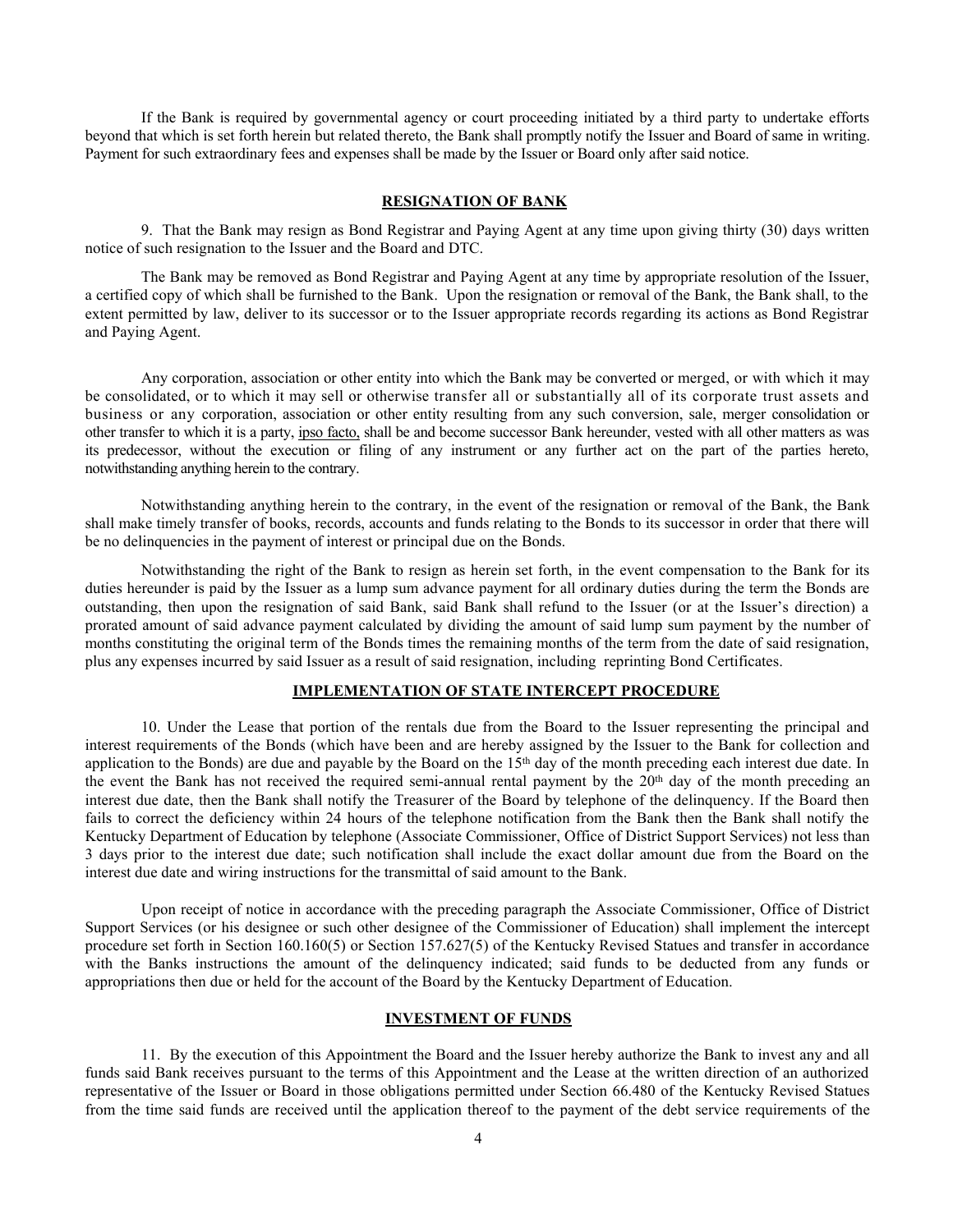If the Bank is required by governmental agency or court proceeding initiated by a third party to undertake efforts beyond that which is set forth herein but related thereto, the Bank shall promptly notify the Issuer and Board of same in writing. Payment for such extraordinary fees and expenses shall be made by the Issuer or Board only after said notice.

## RESIGNATION OF BANK

9. That the Bank may resign as Bond Registrar and Paying Agent at any time upon giving thirty (30) days written notice of such resignation to the Issuer and the Board and DTC.

The Bank may be removed as Bond Registrar and Paying Agent at any time by appropriate resolution of the Issuer, a certified copy of which shall be furnished to the Bank. Upon the resignation or removal of the Bank, the Bank shall, to the extent permitted by law, deliver to its successor or to the Issuer appropriate records regarding its actions as Bond Registrar and Paying Agent.

Any corporation, association or other entity into which the Bank may be converted or merged, or with which it may be consolidated, or to which it may sell or otherwise transfer all or substantially all of its corporate trust assets and business or any corporation, association or other entity resulting from any such conversion, sale, merger consolidation or other transfer to which it is a party, ipso facto, shall be and become successor Bank hereunder, vested with all other matters as was its predecessor, without the execution or filing of any instrument or any further act on the part of the parties hereto, notwithstanding anything herein to the contrary.

Notwithstanding anything herein to the contrary, in the event of the resignation or removal of the Bank, the Bank shall make timely transfer of books, records, accounts and funds relating to the Bonds to its successor in order that there will be no delinquencies in the payment of interest or principal due on the Bonds.

Notwithstanding the right of the Bank to resign as herein set forth, in the event compensation to the Bank for its duties hereunder is paid by the Issuer as a lump sum advance payment for all ordinary duties during the term the Bonds are outstanding, then upon the resignation of said Bank, said Bank shall refund to the Issuer (or at the Issuer's direction) a prorated amount of said advance payment calculated by dividing the amount of said lump sum payment by the number of months constituting the original term of the Bonds times the remaining months of the term from the date of said resignation, plus any expenses incurred by said Issuer as a result of said resignation, including reprinting Bond Certificates.

## IMPLEMENTATION OF STATE INTERCEPT PROCEDURE

10. Under the Lease that portion of the rentals due from the Board to the Issuer representing the principal and interest requirements of the Bonds (which have been and are hereby assigned by the Issuer to the Bank for collection and application to the Bonds) are due and payable by the Board on the 15th day of the month preceding each interest due date. In the event the Bank has not received the required semi-annual rental payment by the 20th day of the month preceding an interest due date, then the Bank shall notify the Treasurer of the Board by telephone of the delinquency. If the Board then fails to correct the deficiency within 24 hours of the telephone notification from the Bank then the Bank shall notify the Kentucky Department of Education by telephone (Associate Commissioner, Office of District Support Services) not less than 3 days prior to the interest due date; such notification shall include the exact dollar amount due from the Board on the interest due date and wiring instructions for the transmittal of said amount to the Bank.

Upon receipt of notice in accordance with the preceding paragraph the Associate Commissioner, Office of District Support Services (or his designee or such other designee of the Commissioner of Education) shall implement the intercept procedure set forth in Section 160.160(5) or Section 157.627(5) of the Kentucky Revised Statues and transfer in accordance with the Banks instructions the amount of the delinquency indicated; said funds to be deducted from any funds or appropriations then due or held for the account of the Board by the Kentucky Department of Education.

## INVESTMENT OF FUNDS

11. By the execution of this Appointment the Board and the Issuer hereby authorize the Bank to invest any and all funds said Bank receives pursuant to the terms of this Appointment and the Lease at the written direction of an authorized representative of the Issuer or Board in those obligations permitted under Section 66.480 of the Kentucky Revised Statues from the time said funds are received until the application thereof to the payment of the debt service requirements of the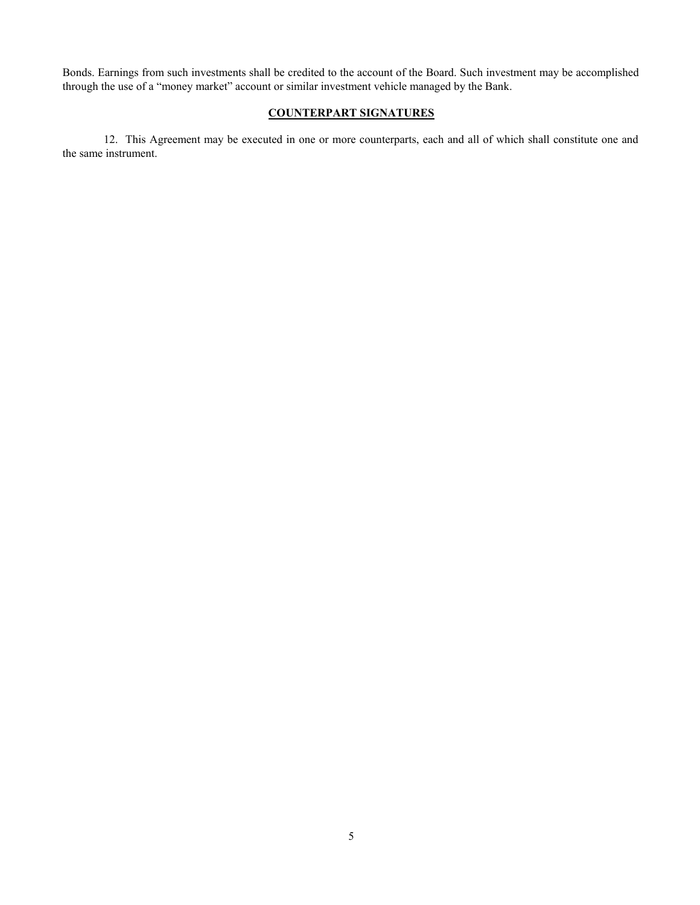Bonds. Earnings from such investments shall be credited to the account of the Board. Such investment may be accomplished through the use of a "money market" account or similar investment vehicle managed by the Bank.

## **COUNTERPART SIGNATURES**

12. This Agreement may be executed in one or more counterparts, each and all of which shall constitute one and the same instrument.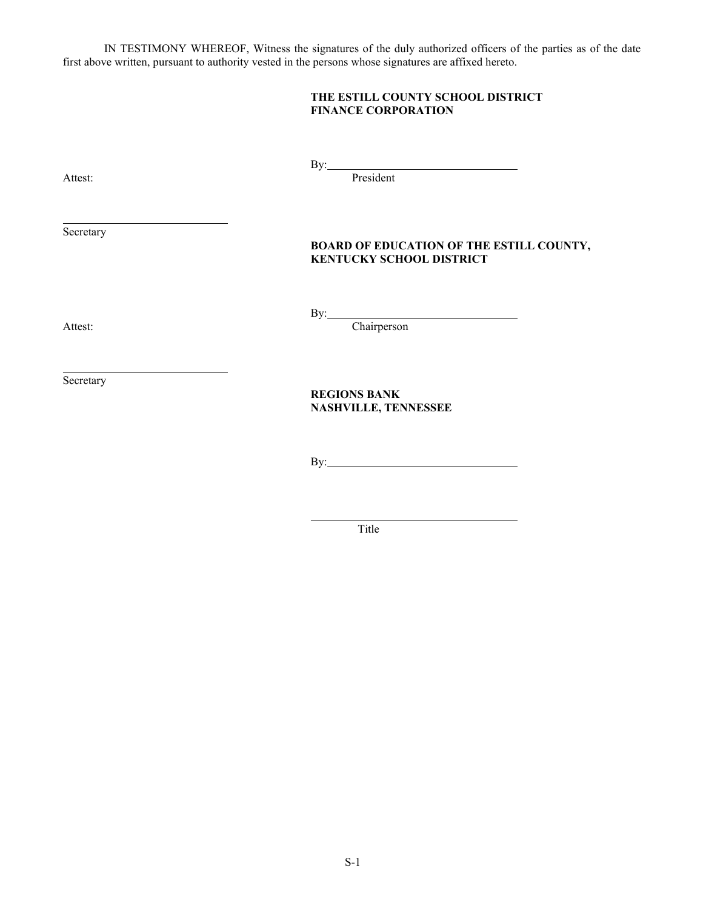IN TESTIMONY WHEREOF, Witness the signatures of the duly authorized officers of the parties as of the date first above written, pursuant to authority vested in the persons whose signatures are affixed hereto.

**THE ESTILL COUNTY SCHOOL DISTRICT FINANCE CORPORATION**

By:\_\_\_\_\_\_\_\_\_\_\_\_\_\_\_\_\_\_\_\_\_\_\_\_\_\_\_\_\_\_\_\_
President

Attest:

\_\_\_\_\_\_\_\_\_\_\_\_\_\_\_\_\_\_\_\_\_\_\_\_\_\_\_\_\_\_
Secretary

**BOARD OF EDUCATION OF THE ESTILL COUNTY, KENTUCKY SCHOOL DISTRICT**

By:\_\_\_\_\_\_\_\_\_\_\_\_\_\_\_\_\_\_\_\_\_\_\_\_\_\_\_\_\_\_\_\_
Chairperson

Attest:

\_\_\_\_\_\_\_\_\_\_\_\_\_\_\_\_\_\_\_\_\_\_\_\_\_\_\_\_\_\_
Secretary

**REGIONS BANK**
**NASHVILLE, TENNESSEE**

By:\_\_\_\_\_\_\_\_\_\_\_\_\_\_\_\_\_\_\_\_\_\_\_\_\_\_\_\_\_\_\_\_

\_\_\_\_\_\_\_\_\_\_\_\_\_\_\_\_\_\_\_\_\_\_\_\_\_\_\_\_\_\_\_\_\_\_\_
Title